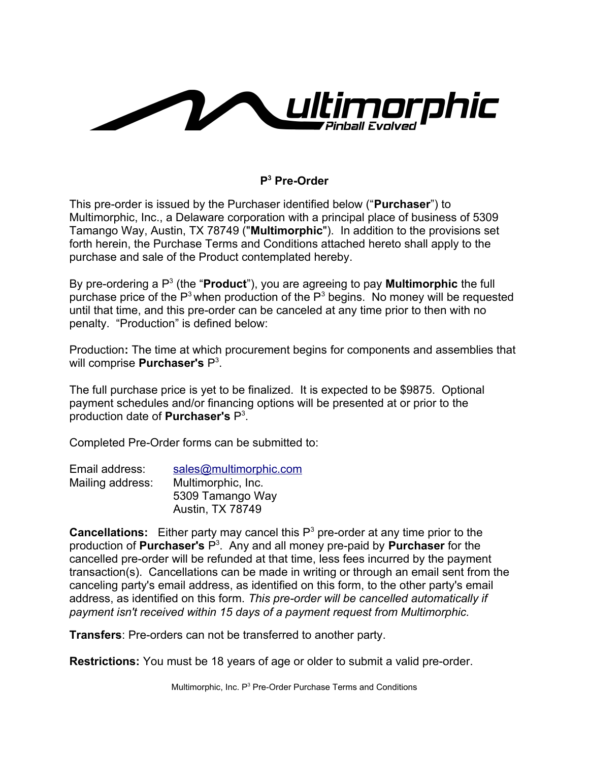# P$^3$ Pre-Order

This pre-order is issued by the Purchaser identified below ("**Purchaser**") to Multimorphic, Inc., a Delaware corporation with a principal place of business of 5309 Tamango Way, Austin, TX 78749 ("**Multimorphic**"). In addition to the provisions set forth herein, the Purchase Terms and Conditions attached hereto shall apply to the purchase and sale of the Product contemplated hereby.

By pre-ordering a P$^3$ (the "**Product**"), you are agreeing to pay **Multimorphic** the full purchase price of the P$^3$ when production of the P$^3$ begins. No money will be requested until that time, and this pre-order can be canceled at any time prior to then with no penalty. "Production" is defined below:

Production**:** The time at which procurement begins for components and assemblies that will comprise **Purchaser's** P$^3$.

The full purchase price is yet to be finalized. It is expected to be $9875. Optional payment schedules and/or financing options will be presented at or prior to the production date of **Purchaser's** P$^3$.

Completed Pre-Order forms can be submitted to:

| | |
|---|---|
| Email address: | sales@multimorphic.com |
| Mailing address: | Multimorphic, Inc.<br>5309 Tamango Way<br>Austin, TX 78749 |

**Cancellations:** Either party may cancel this P$^3$ pre-order at any time prior to the production of **Purchaser's** P$^3$. Any and all money pre-paid by **Purchaser** for the cancelled pre-order will be refunded at that time, less fees incurred by the payment transaction(s). Cancellations can be made in writing or through an email sent from the canceling party's email address, as identified on this form, to the other party's email address, as identified on this form. *This pre-order will be cancelled automatically if payment isn't received within 15 days of a payment request from Multimorphic.*

**Transfers**: Pre-orders can not be transferred to another party.

**Restrictions:** You must be 18 years of age or older to submit a valid pre-order.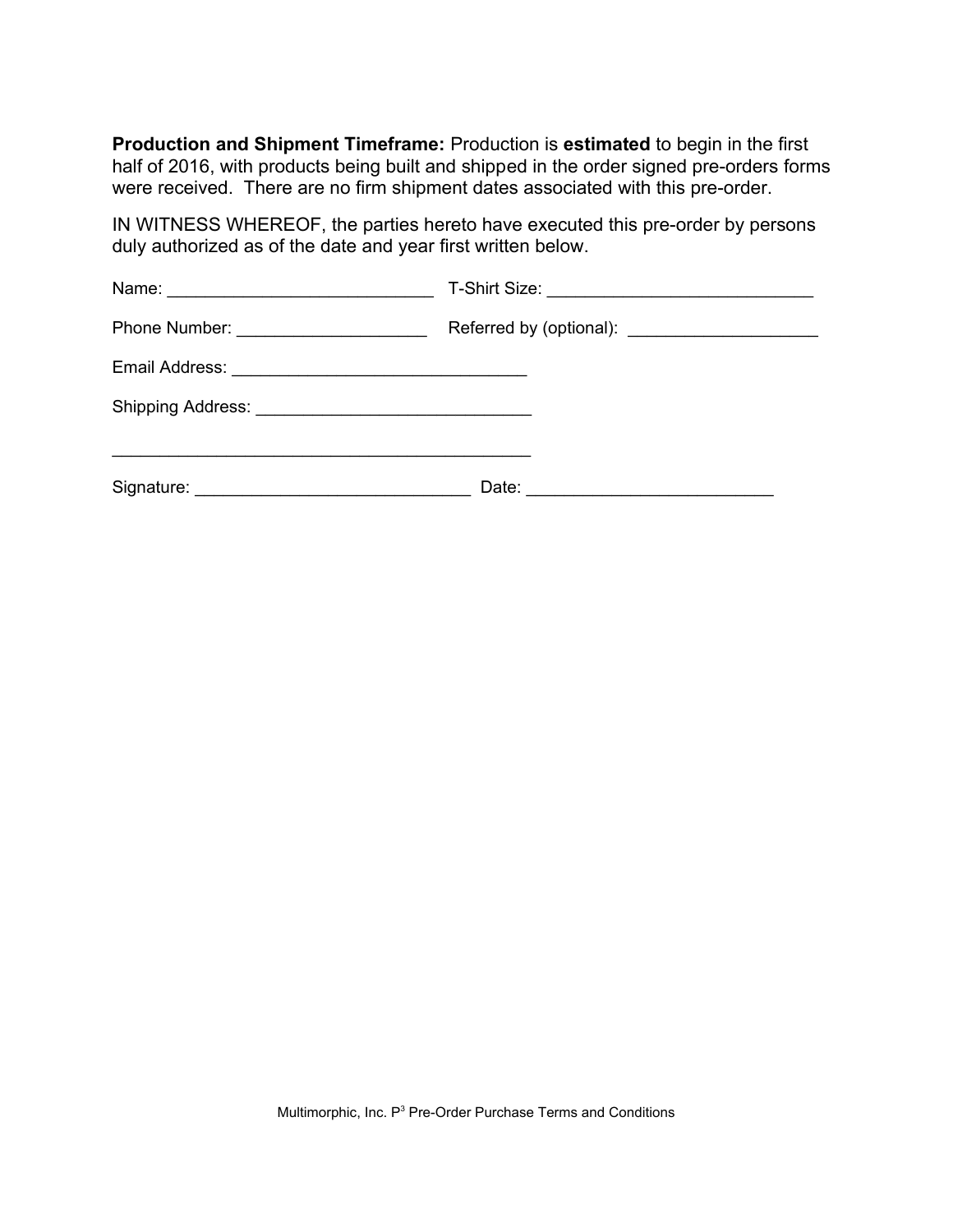**Production and Shipment Timeframe:** Production is **estimated** to begin in the first half of 2016, with products being built and shipped in the order signed pre-orders forms were received. There are no firm shipment dates associated with this pre-order.

IN WITNESS WHEREOF, the parties hereto have executed this pre-order by persons duly authorized as of the date and year first written below.

Name: ____________________________ T-Shirt Size: ____________________________

Phone Number: ____________________ Referred by (optional): ____________________

Email Address: _______________________________

Shipping Address: _____________________________

_____________________________________________

Signature: _____________________________ Date: __________________________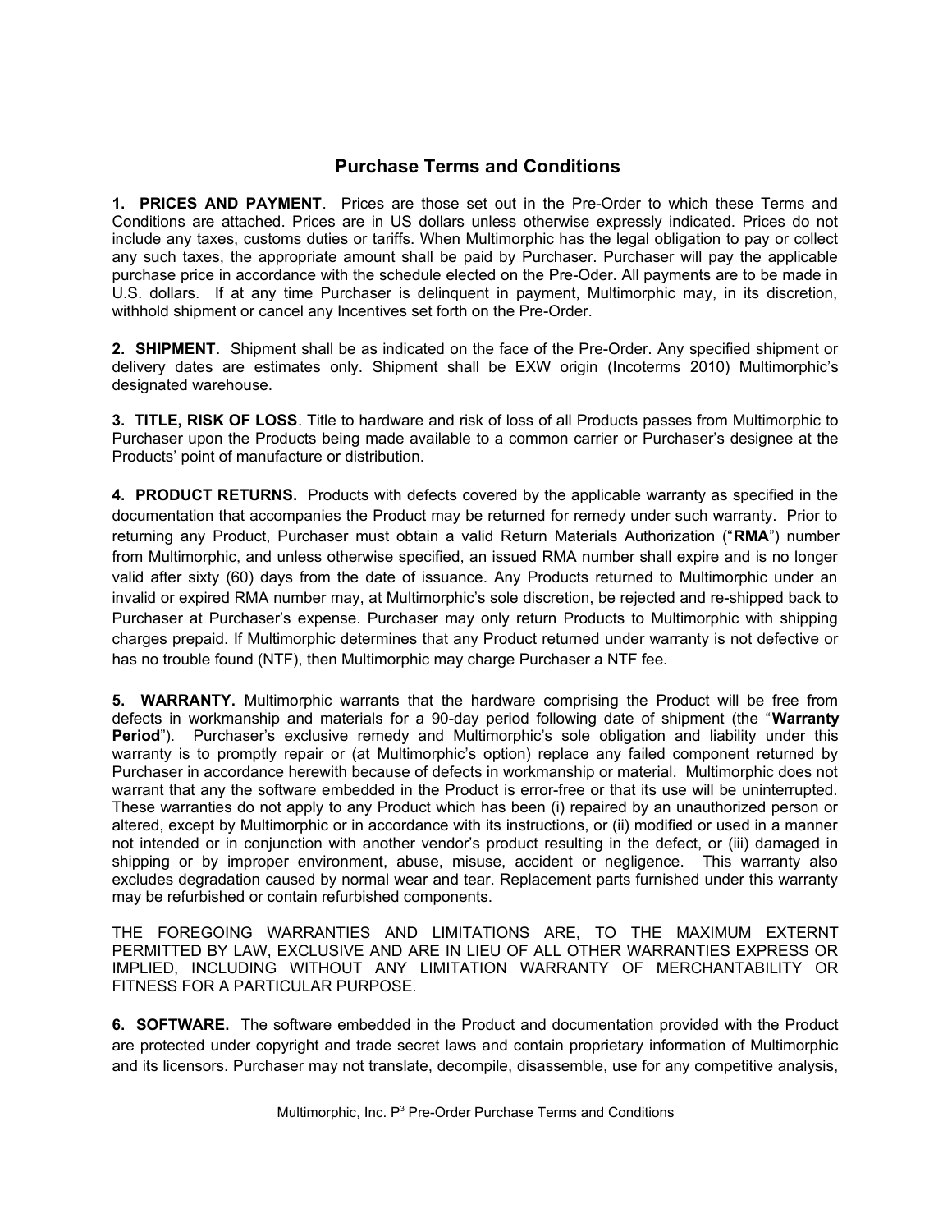## Purchase Terms and Conditions

**1. PRICES AND PAYMENT**. Prices are those set out in the Pre-Order to which these Terms and Conditions are attached. Prices are in US dollars unless otherwise expressly indicated. Prices do not include any taxes, customs duties or tariffs. When Multimorphic has the legal obligation to pay or collect any such taxes, the appropriate amount shall be paid by Purchaser. Purchaser will pay the applicable purchase price in accordance with the schedule elected on the Pre-Oder. All payments are to be made in U.S. dollars. If at any time Purchaser is delinquent in payment, Multimorphic may, in its discretion, withhold shipment or cancel any Incentives set forth on the Pre-Order.

**2. SHIPMENT**. Shipment shall be as indicated on the face of the Pre-Order. Any specified shipment or delivery dates are estimates only. Shipment shall be EXW origin (Incoterms 2010) Multimorphic's designated warehouse.

**3. TITLE, RISK OF LOSS**. Title to hardware and risk of loss of all Products passes from Multimorphic to Purchaser upon the Products being made available to a common carrier or Purchaser's designee at the Products' point of manufacture or distribution.

**4. PRODUCT RETURNS.** Products with defects covered by the applicable warranty as specified in the documentation that accompanies the Product may be returned for remedy under such warranty. Prior to returning any Product, Purchaser must obtain a valid Return Materials Authorization ("**RMA**") number from Multimorphic, and unless otherwise specified, an issued RMA number shall expire and is no longer valid after sixty (60) days from the date of issuance. Any Products returned to Multimorphic under an invalid or expired RMA number may, at Multimorphic's sole discretion, be rejected and re-shipped back to Purchaser at Purchaser's expense. Purchaser may only return Products to Multimorphic with shipping charges prepaid. If Multimorphic determines that any Product returned under warranty is not defective or has no trouble found (NTF), then Multimorphic may charge Purchaser a NTF fee.

**5. WARRANTY.** Multimorphic warrants that the hardware comprising the Product will be free from defects in workmanship and materials for a 90-day period following date of shipment (the "**Warranty Period**"). Purchaser's exclusive remedy and Multimorphic's sole obligation and liability under this warranty is to promptly repair or (at Multimorphic's option) replace any failed component returned by Purchaser in accordance herewith because of defects in workmanship or material. Multimorphic does not warrant that any the software embedded in the Product is error-free or that its use will be uninterrupted. These warranties do not apply to any Product which has been (i) repaired by an unauthorized person or altered, except by Multimorphic or in accordance with its instructions, or (ii) modified or used in a manner not intended or in conjunction with another vendor's product resulting in the defect, or (iii) damaged in shipping or by improper environment, abuse, misuse, accident or negligence. This warranty also excludes degradation caused by normal wear and tear. Replacement parts furnished under this warranty may be refurbished or contain refurbished components.

THE FOREGOING WARRANTIES AND LIMITATIONS ARE, TO THE MAXIMUM EXTERNT PERMITTED BY LAW, EXCLUSIVE AND ARE IN LIEU OF ALL OTHER WARRANTIES EXPRESS OR IMPLIED, INCLUDING WITHOUT ANY LIMITATION WARRANTY OF MERCHANTABILITY OR FITNESS FOR A PARTICULAR PURPOSE.

**6. SOFTWARE.** The software embedded in the Product and documentation provided with the Product are protected under copyright and trade secret laws and contain proprietary information of Multimorphic and its licensors. Purchaser may not translate, decompile, disassemble, use for any competitive analysis,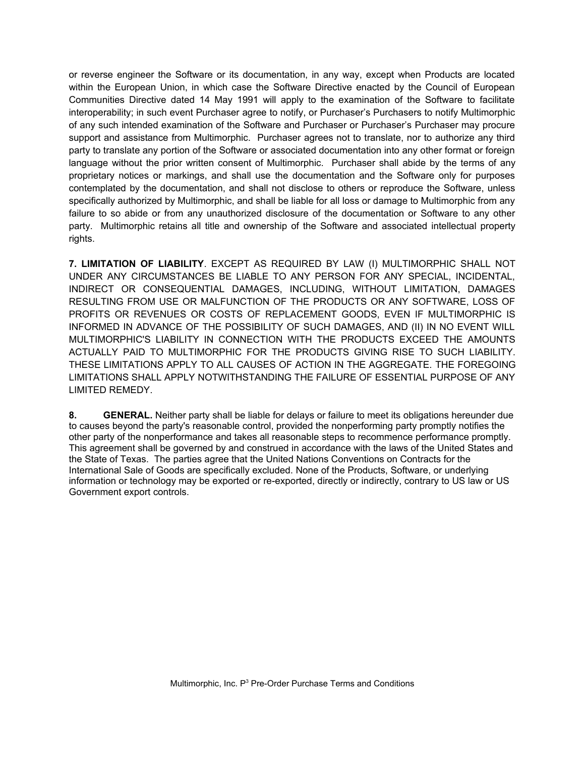or reverse engineer the Software or its documentation, in any way, except when Products are located within the European Union, in which case the Software Directive enacted by the Council of European Communities Directive dated 14 May 1991 will apply to the examination of the Software to facilitate interoperability; in such event Purchaser agree to notify, or Purchaser's Purchasers to notify Multimorphic of any such intended examination of the Software and Purchaser or Purchaser's Purchaser may procure support and assistance from Multimorphic. Purchaser agrees not to translate, nor to authorize any third party to translate any portion of the Software or associated documentation into any other format or foreign language without the prior written consent of Multimorphic. Purchaser shall abide by the terms of any proprietary notices or markings, and shall use the documentation and the Software only for purposes contemplated by the documentation, and shall not disclose to others or reproduce the Software, unless specifically authorized by Multimorphic, and shall be liable for all loss or damage to Multimorphic from any failure to so abide or from any unauthorized disclosure of the documentation or Software to any other party. Multimorphic retains all title and ownership of the Software and associated intellectual property rights.

**7. LIMITATION OF LIABILITY**. EXCEPT AS REQUIRED BY LAW (I) MULTIMORPHIC SHALL NOT UNDER ANY CIRCUMSTANCES BE LIABLE TO ANY PERSON FOR ANY SPECIAL, INCIDENTAL, INDIRECT OR CONSEQUENTIAL DAMAGES, INCLUDING, WITHOUT LIMITATION, DAMAGES RESULTING FROM USE OR MALFUNCTION OF THE PRODUCTS OR ANY SOFTWARE, LOSS OF PROFITS OR REVENUES OR COSTS OF REPLACEMENT GOODS, EVEN IF MULTIMORPHIC IS INFORMED IN ADVANCE OF THE POSSIBILITY OF SUCH DAMAGES, AND (II) IN NO EVENT WILL MULTIMORPHIC'S LIABILITY IN CONNECTION WITH THE PRODUCTS EXCEED THE AMOUNTS ACTUALLY PAID TO MULTIMORPHIC FOR THE PRODUCTS GIVING RISE TO SUCH LIABILITY. THESE LIMITATIONS APPLY TO ALL CAUSES OF ACTION IN THE AGGREGATE. THE FOREGOING LIMITATIONS SHALL APPLY NOTWITHSTANDING THE FAILURE OF ESSENTIAL PURPOSE OF ANY LIMITED REMEDY.

**8. GENERAL.** Neither party shall be liable for delays or failure to meet its obligations hereunder due to causes beyond the party's reasonable control, provided the nonperforming party promptly notifies the other party of the nonperformance and takes all reasonable steps to recommence performance promptly. This agreement shall be governed by and construed in accordance with the laws of the United States and the State of Texas. The parties agree that the United Nations Conventions on Contracts for the International Sale of Goods are specifically excluded. None of the Products, Software, or underlying information or technology may be exported or re-exported, directly or indirectly, contrary to US law or US Government export controls.